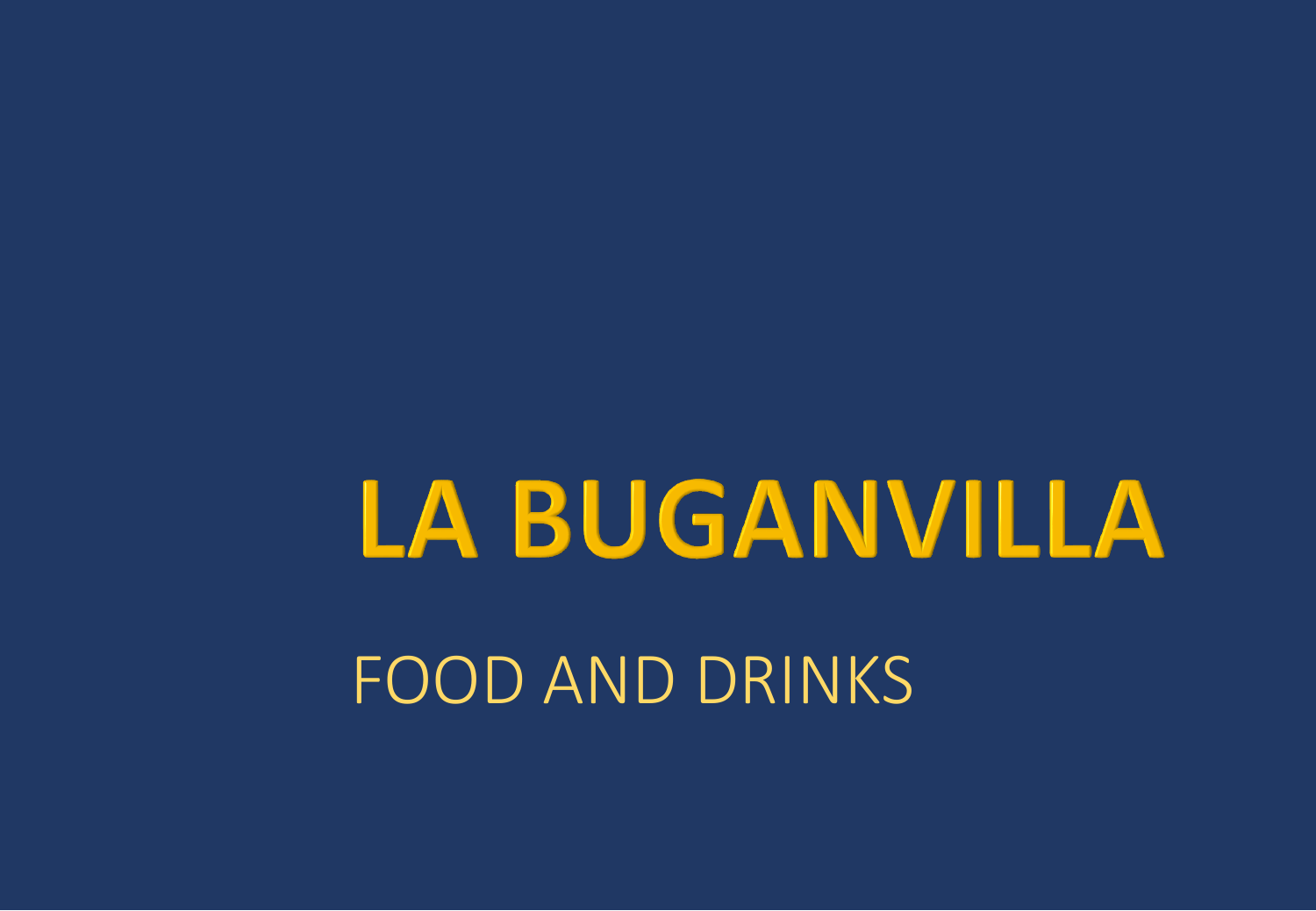# LA BUGANVILLA

FOOD AND DRINKS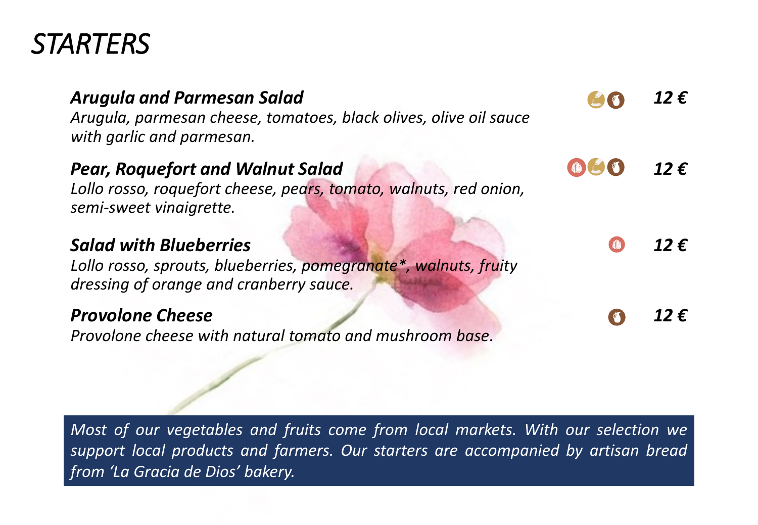# *STARTERS*

***Arugula and Parmesan Salad*** — ***12 €***
*Arugula, parmesan cheese, tomatoes, black olives, olive oil sauce with garlic and parmesan.*

***Pear, Roquefort and Walnut Salad*** — ***12 €***
*Lollo rosso, roquefort cheese, pears, tomato, walnuts, red onion, semi-sweet vinaigrette.*

***Salad with Blueberries*** — ***12 €***
*Lollo rosso, sprouts, blueberries, pomegranate*, walnuts, fruity dressing of orange and cranberry sauce.*

***Provolone Cheese*** — ***12 €***
*Provolone cheese with natural tomato and mushroom base.*

*Most of our vegetables and fruits come from local markets. With our selection we support local products and farmers. Our starters are accompanied by artisan bread from 'La Gracia de Dios' bakery.*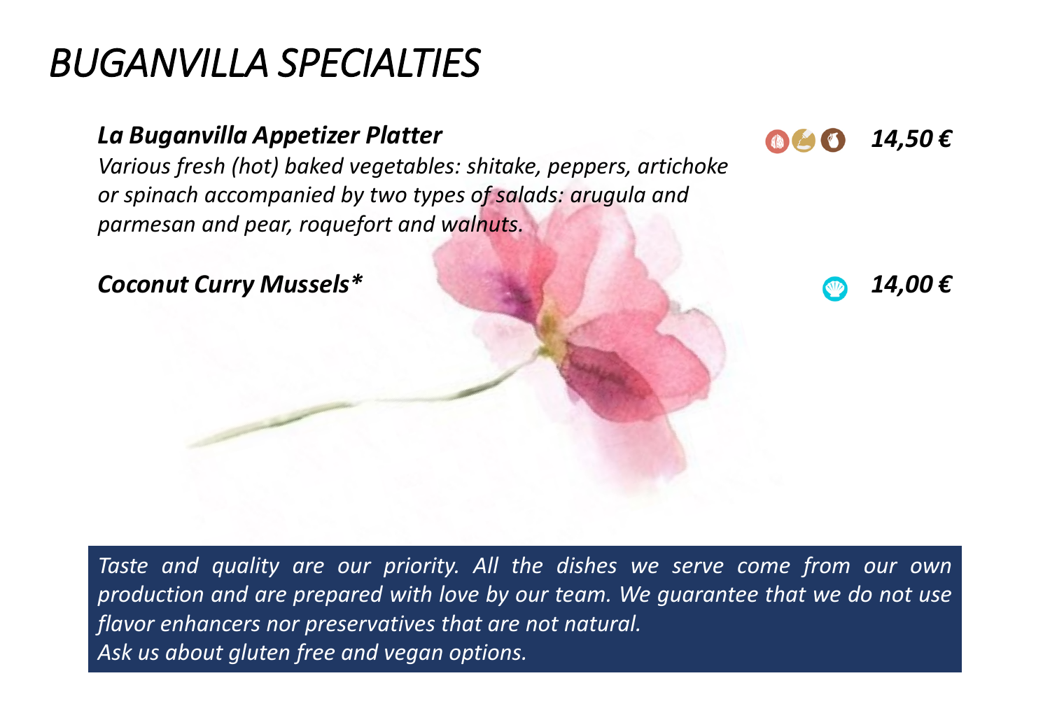# *BUGANVILLA SPECIALTIES*

***La Buganvilla Appetizer Platter*** — ***14,50 €***

*Various fresh (hot) baked vegetables: shitake, peppers, artichoke or spinach accompanied by two types of salads: arugula and parmesan and pear, roquefort and walnuts.*

***Coconut Curry Mussels**** — ***14,00 €***

*Taste and quality are our priority. All the dishes we serve come from our own production and are prepared with love by our team. We guarantee that we do not use flavor enhancers nor preservatives that are not natural.*
*Ask us about gluten free and vegan options.*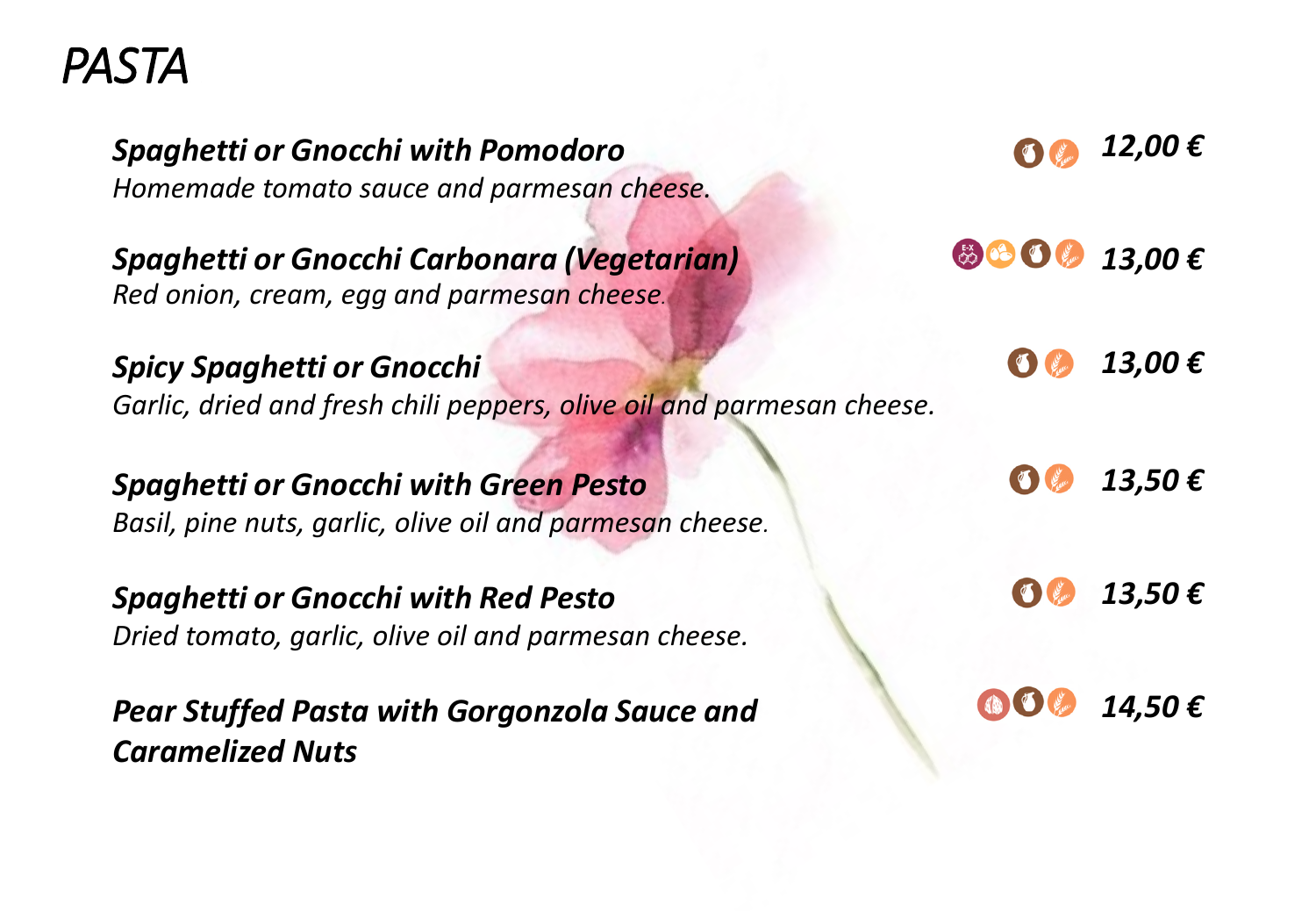# *PASTA*

***Spaghetti or Gnocchi with Pomodoro*** — ***12,00 €***
*Homemade tomato sauce and parmesan cheese.*

***Spaghetti or Gnocchi Carbonara (Vegetarian)*** — ***13,00 €***
*Red onion, cream, egg and parmesan cheese.*

***Spicy Spaghetti or Gnocchi*** — ***13,00 €***
*Garlic, dried and fresh chili peppers, olive oil and parmesan cheese.*

***Spaghetti or Gnocchi with Green Pesto*** — ***13,50 €***
*Basil, pine nuts, garlic, olive oil and parmesan cheese.*

***Spaghetti or Gnocchi with Red Pesto*** — ***13,50 €***
*Dried tomato, garlic, olive oil and parmesan cheese.*

***Pear Stuffed Pasta with Gorgonzola Sauce and Caramelized Nuts*** — ***14,50 €***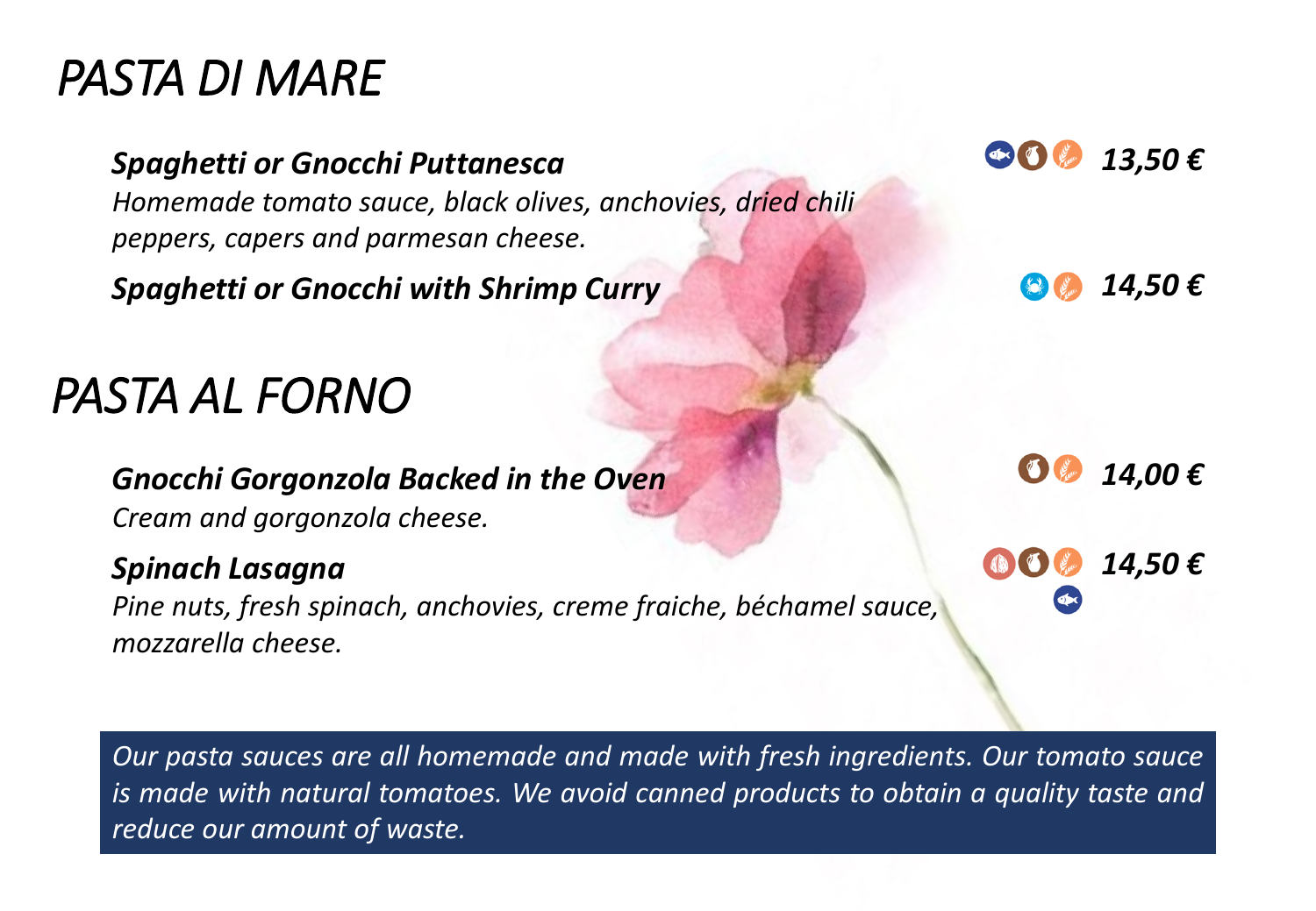# PASTA DI MARE

***Spaghetti or Gnocchi Puttanesca*** — ***13,50 €***
*Homemade tomato sauce, black olives, anchovies, dried chili peppers, capers and parmesan cheese.*

***Spaghetti or Gnocchi with Shrimp Curry*** — ***14,50 €***

# PASTA AL FORNO

***Gnocchi Gorgonzola Backed in the Oven*** — ***14,00 €***
*Cream and gorgonzola cheese.*

***Spinach Lasagna*** — ***14,50 €***
*Pine nuts, fresh spinach, anchovies, creme fraiche, béchamel sauce, mozzarella cheese.*

*Our pasta sauces are all homemade and made with fresh ingredients. Our tomato sauce is made with natural tomatoes. We avoid canned products to obtain a quality taste and reduce our amount of waste.*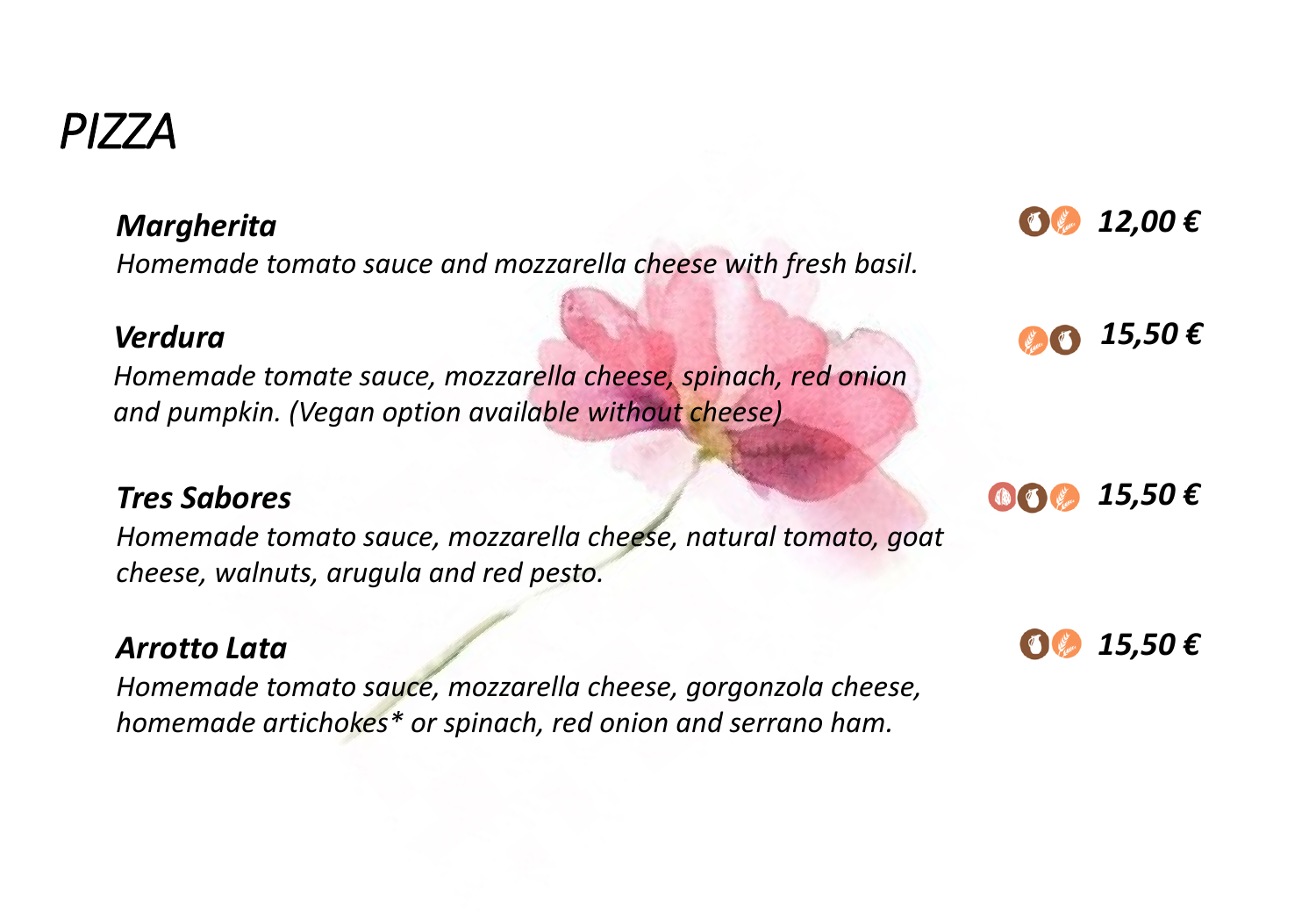# *PIZZA*

***Margherita*** — ***12,00 €***

*Homemade tomato sauce and mozzarella cheese with fresh basil.*

***Verdura*** — ***15,50 €***

*Homemade tomate sauce, mozzarella cheese, spinach, red onion and pumpkin. (Vegan option available without cheese)*

***Tres Sabores*** — ***15,50 €***

*Homemade tomato sauce, mozzarella cheese, natural tomato, goat cheese, walnuts, arugula and red pesto.*

***Arrotto Lata*** — ***15,50 €***

*Homemade tomato sauce, mozzarella cheese, gorgonzola cheese, homemade artichokes* or spinach, red onion and serrano ham.*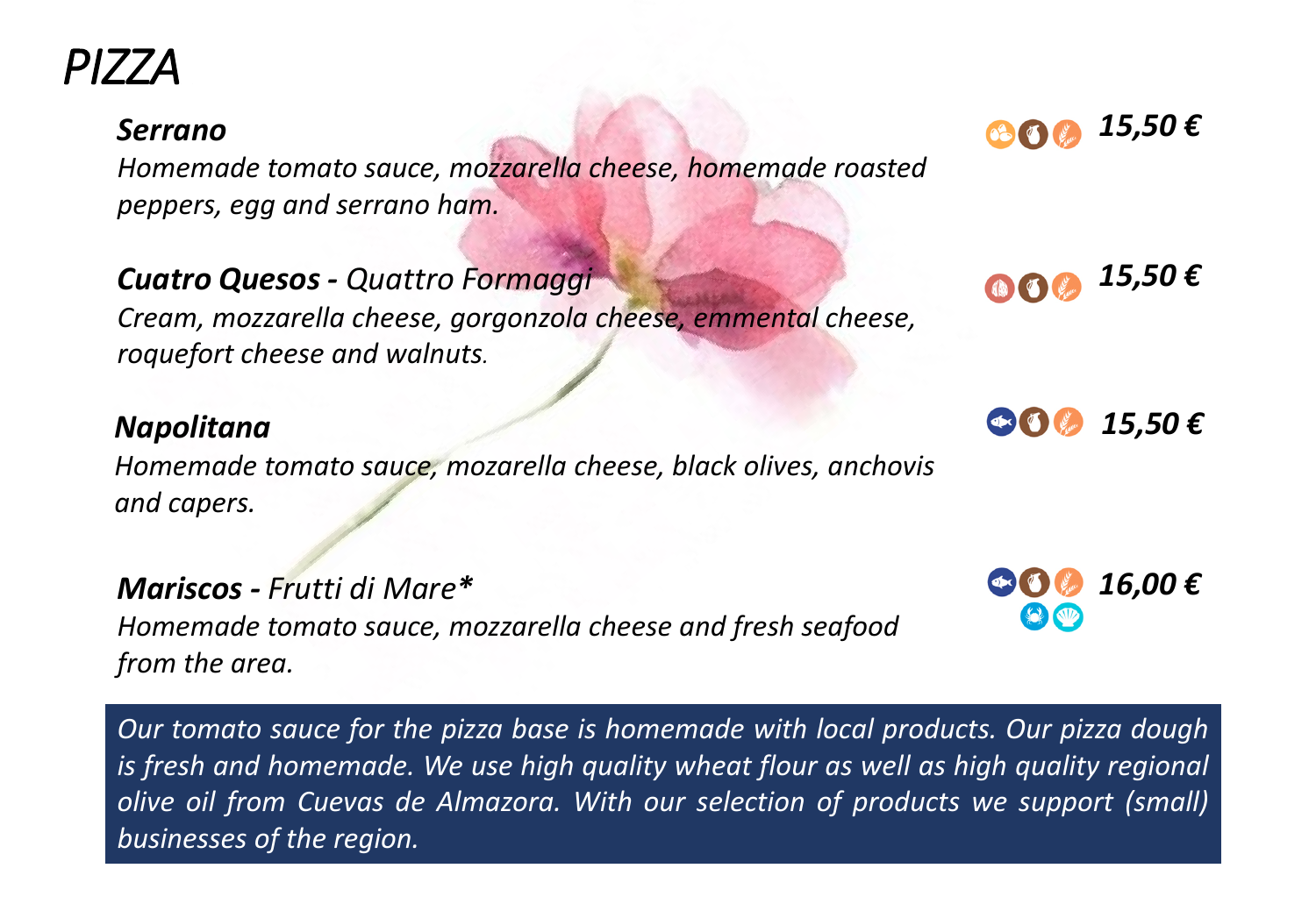# *PIZZA*

***Serrano*** — ***15,50 €***

*Homemade tomato sauce, mozzarella cheese, homemade roasted peppers, egg and serrano ham.*

***Cuatro Quesos -*** *Quattro Formaggi* — ***15,50 €***

*Cream, mozzarella cheese, gorgonzola cheese, emmental cheese, roquefort cheese and walnuts.*

***Napolitana*** — ***15,50 €***

*Homemade tomato sauce, mozarella cheese, black olives, anchovis and capers.*

***Mariscos -*** *Frutti di Mare** — ***16,00 €***

*Homemade tomato sauce, mozzarella cheese and fresh seafood from the area.*

*Our tomato sauce for the pizza base is homemade with local products. Our pizza dough is fresh and homemade. We use high quality wheat flour as well as high quality regional olive oil from Cuevas de Almazora. With our selection of products we support (small) businesses of the region.*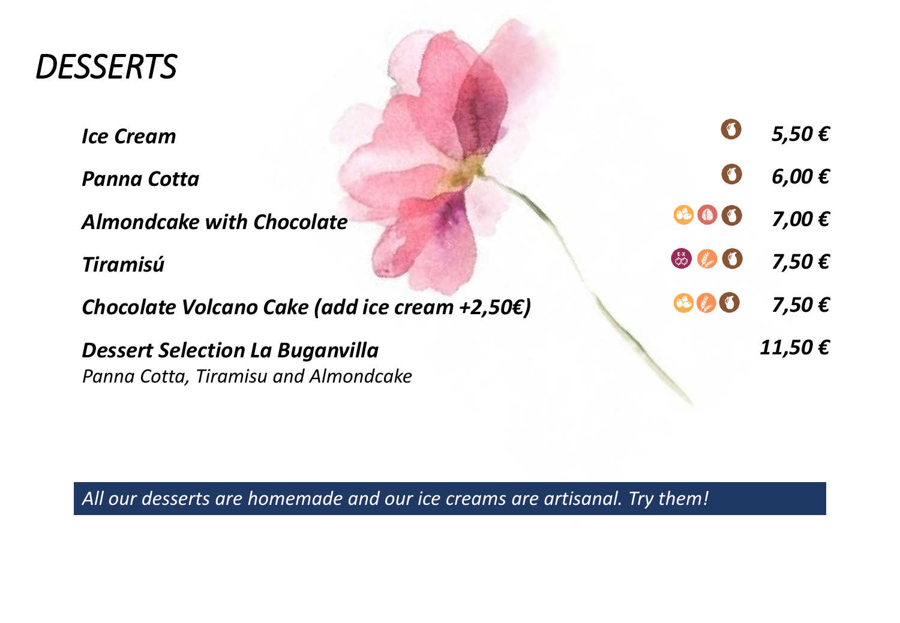# DESSERTS

| Item | Price |
|---|---|
| ***Ice Cream*** | ***5,50 €*** |
| ***Panna Cotta*** | ***6,00 €*** |
| ***Almondcake with Chocolate*** | ***7,00 €*** |
| ***Tiramisú*** | ***7,50 €*** |
| ***Chocolate Volcano Cake (add ice cream +2,50€)*** | ***7,50 €*** |
| ***Dessert Selection La Buganvilla***<br>*Panna Cotta, Tiramisu and Almondcake* | ***11,50 €*** |

*All our desserts are homemade and our ice creams are artisanal. Try them!*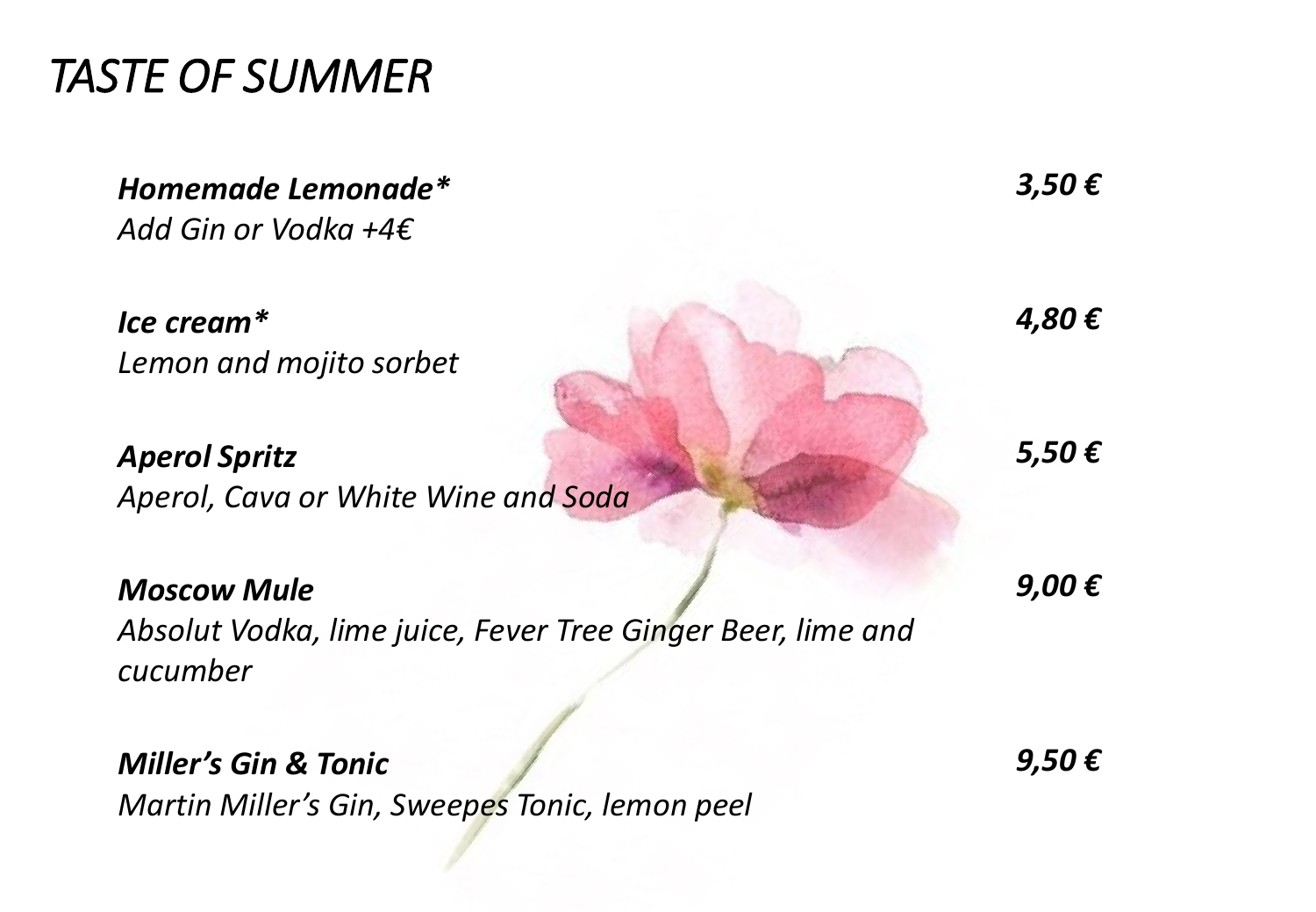# *TASTE OF SUMMER*

***Homemade Lemonade**** — ***3,50 €***
*Add Gin or Vodka +4€*

***Ice cream**** — ***4,80 €***
*Lemon and mojito sorbet*

***Aperol Spritz*** — ***5,50 €***
*Aperol, Cava or White Wine and Soda*

***Moscow Mule*** — ***9,00 €***
*Absolut Vodka, lime juice, Fever Tree Ginger Beer, lime and cucumber*

***Miller's Gin & Tonic*** — ***9,50 €***
*Martin Miller's Gin, Sweepes Tonic, lemon peel*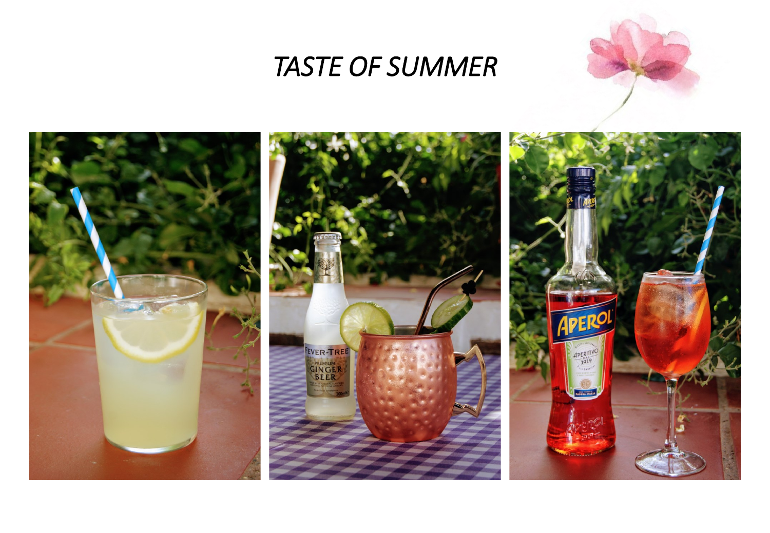# *TASTE OF SUMMER*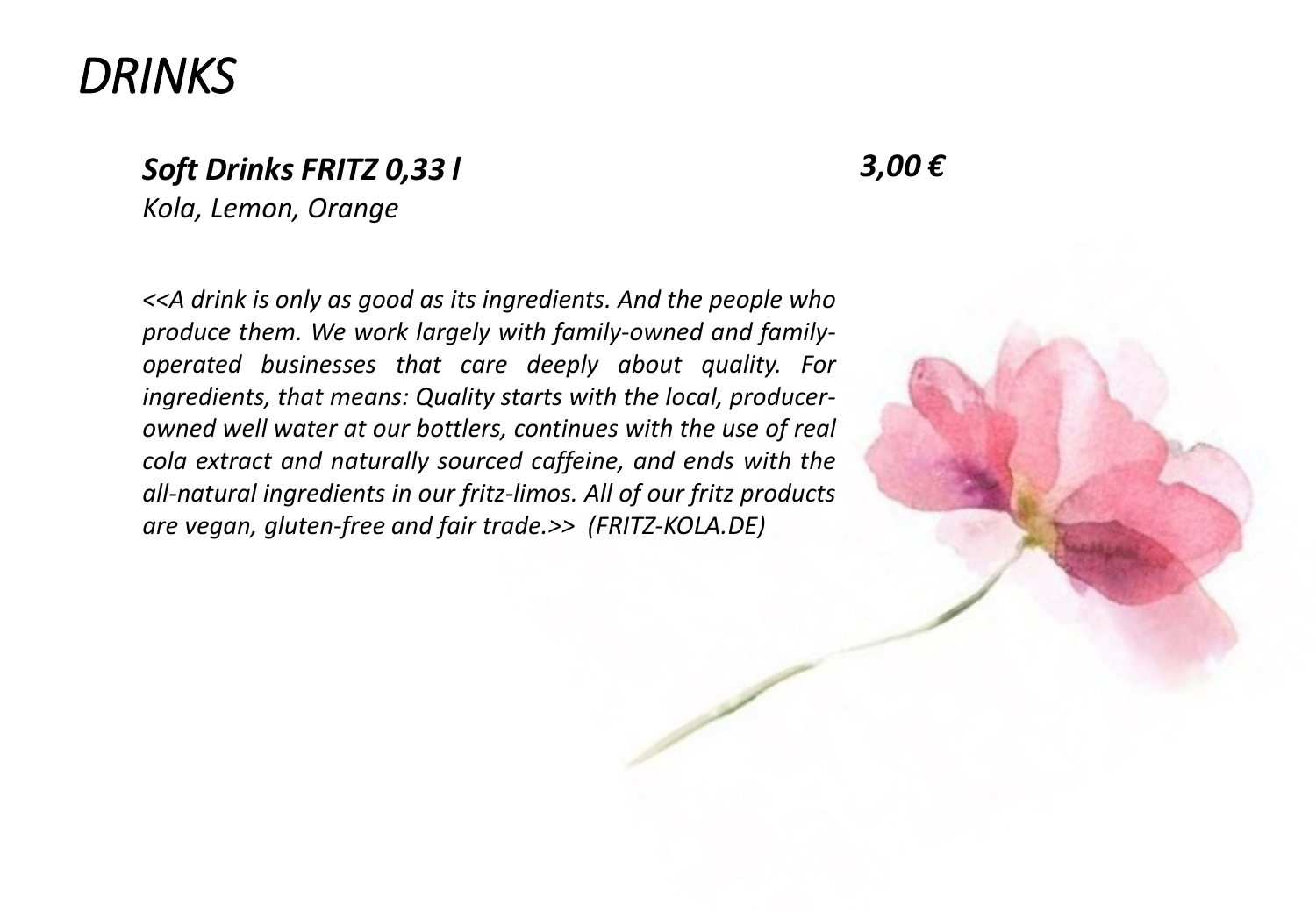# *DRINKS*

***Soft Drinks FRITZ 0,33 l*** ***3,00 €***
*Kola, Lemon, Orange*

*<<A drink is only as good as its ingredients. And the people who produce them. We work largely with family-owned and family-operated businesses that care deeply about quality. For ingredients, that means: Quality starts with the local, producer-owned well water at our bottlers, continues with the use of real cola extract and naturally sourced caffeine, and ends with the all-natural ingredients in our fritz-limos. All of our fritz products are vegan, gluten-free and fair trade.>> (FRITZ-KOLA.DE)*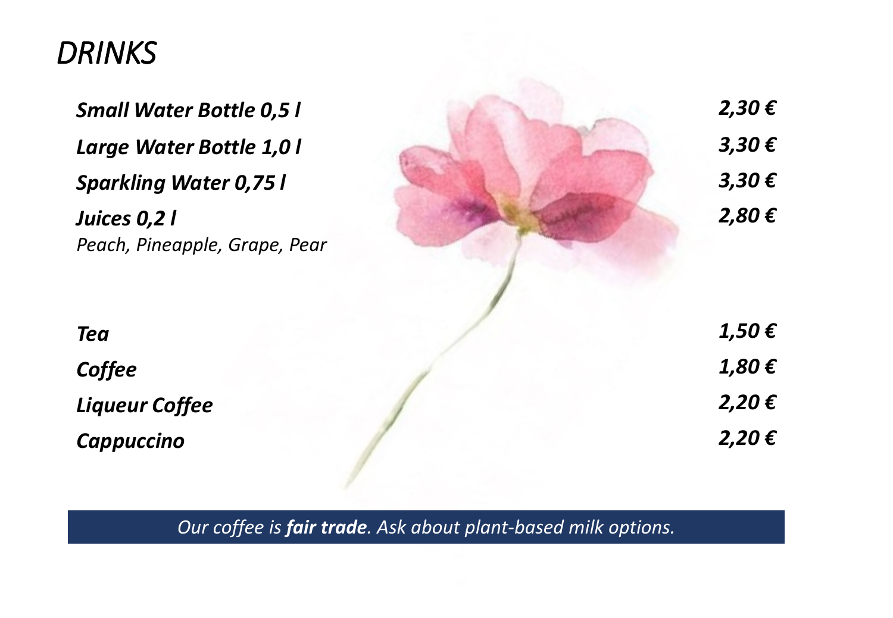# *DRINKS*

| | |
|---|---|
| ***Small Water Bottle 0,5 l*** | ***2,30 €*** |
| ***Large Water Bottle 1,0 l*** | ***3,30 €*** |
| ***Sparkling Water 0,75 l*** | ***3,30 €*** |
| ***Juices 0,2 l*** <br> *Peach, Pineapple, Grape, Pear* | ***2,80 €*** |
| ***Tea*** | ***1,50 €*** |
| ***Coffee*** | ***1,80 €*** |
| ***Liqueur Coffee*** | ***2,20 €*** |
| ***Cappuccino*** | ***2,20 €*** |

*Our coffee is* ***fair trade****. Ask about plant-based milk options.*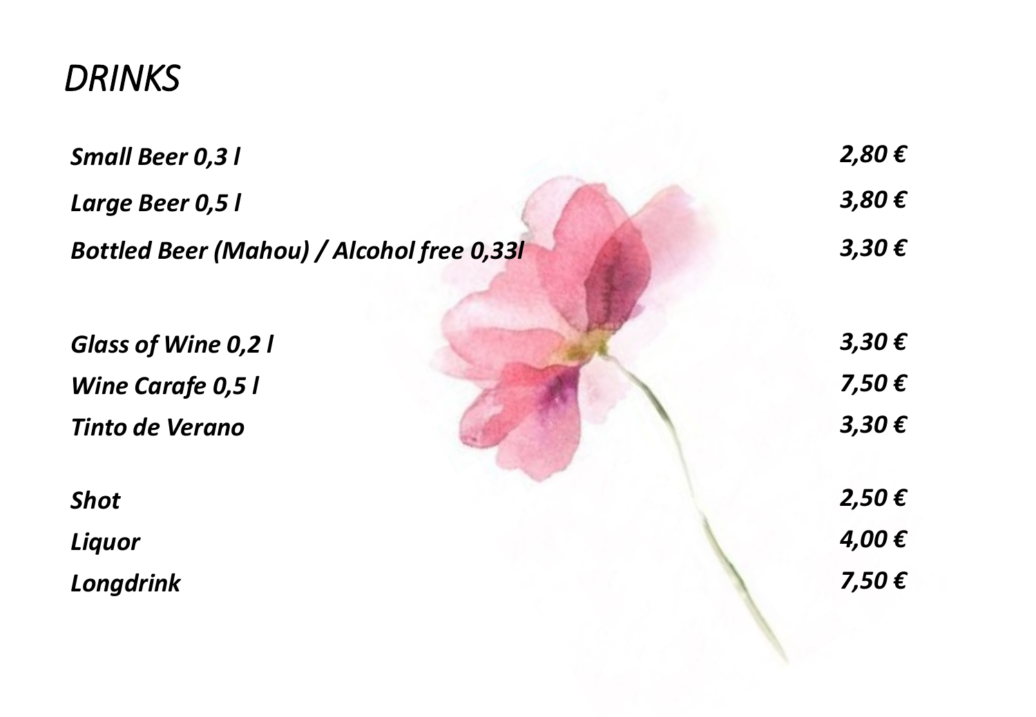# *DRINKS*

| | |
|---|---|
| ***Small Beer 0,3 l*** | ***2,80 €*** |
| ***Large Beer 0,5 l*** | ***3,80 €*** |
| ***Bottled Beer (Mahou) / Alcohol free 0,33l*** | ***3,30 €*** |
| | |
| ***Glass of Wine 0,2 l*** | ***3,30 €*** |
| ***Wine Carafe 0,5 l*** | ***7,50 €*** |
| ***Tinto de Verano*** | ***3,30 €*** |
| | |
| ***Shot*** | ***2,50 €*** |
| ***Liquor*** | ***4,00 €*** |
| ***Longdrink*** | ***7,50 €*** |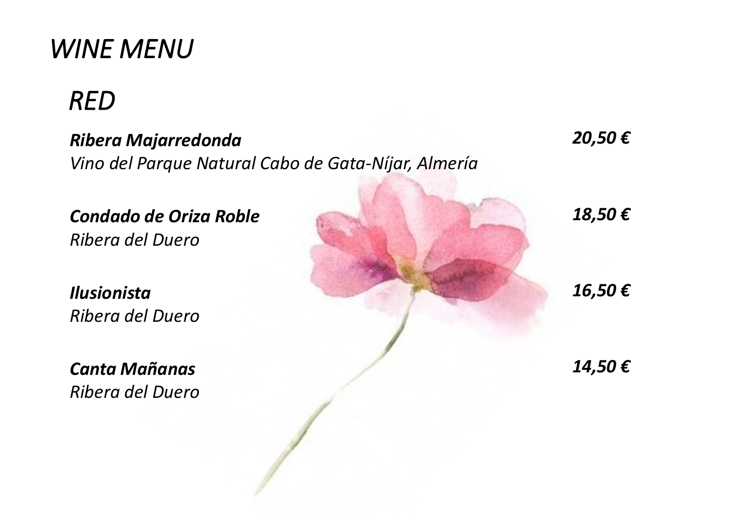# *WINE MENU*

## *RED*

***Ribera Majarredonda*** — ***20,50 €***
*Vino del Parque Natural Cabo de Gata-Níjar, Almería*

***Condado de Oriza Roble*** — ***18,50 €***
*Ribera del Duero*

***Ilusionista*** — ***16,50 €***
*Ribera del Duero*

***Canta Mañanas*** — ***14,50 €***
*Ribera del Duero*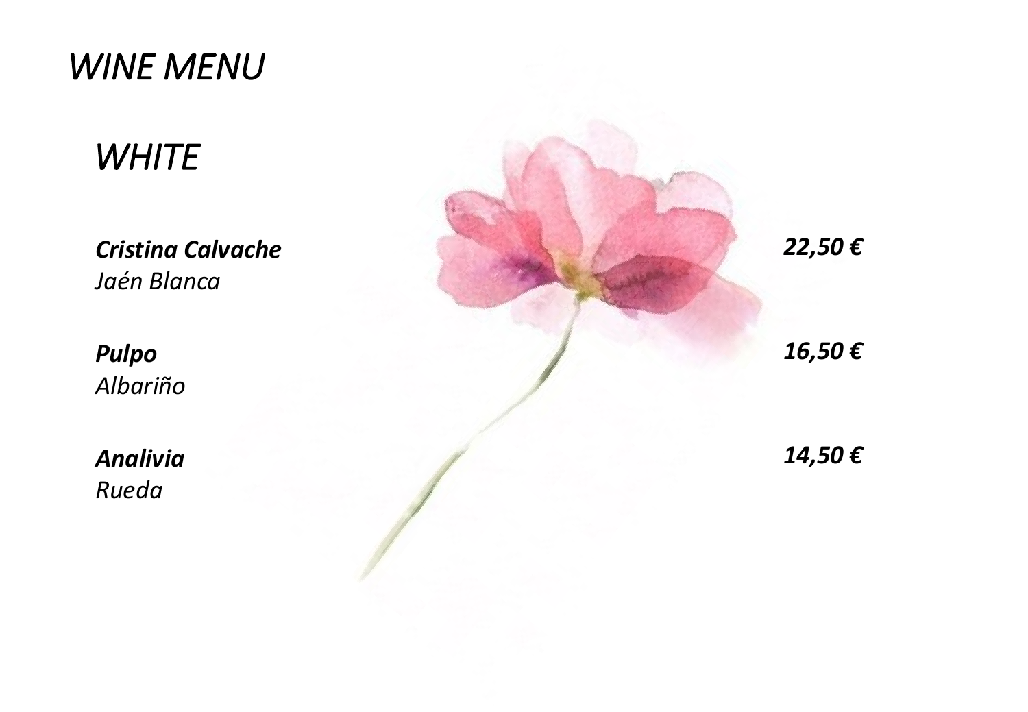# *WINE MENU*

## *WHITE*

***Cristina Calvache*** — ***22,50 €***
*Jaén Blanca*

***Pulpo*** — ***16,50 €***
*Albariño*

***Analivia*** — ***14,50 €***
*Rueda*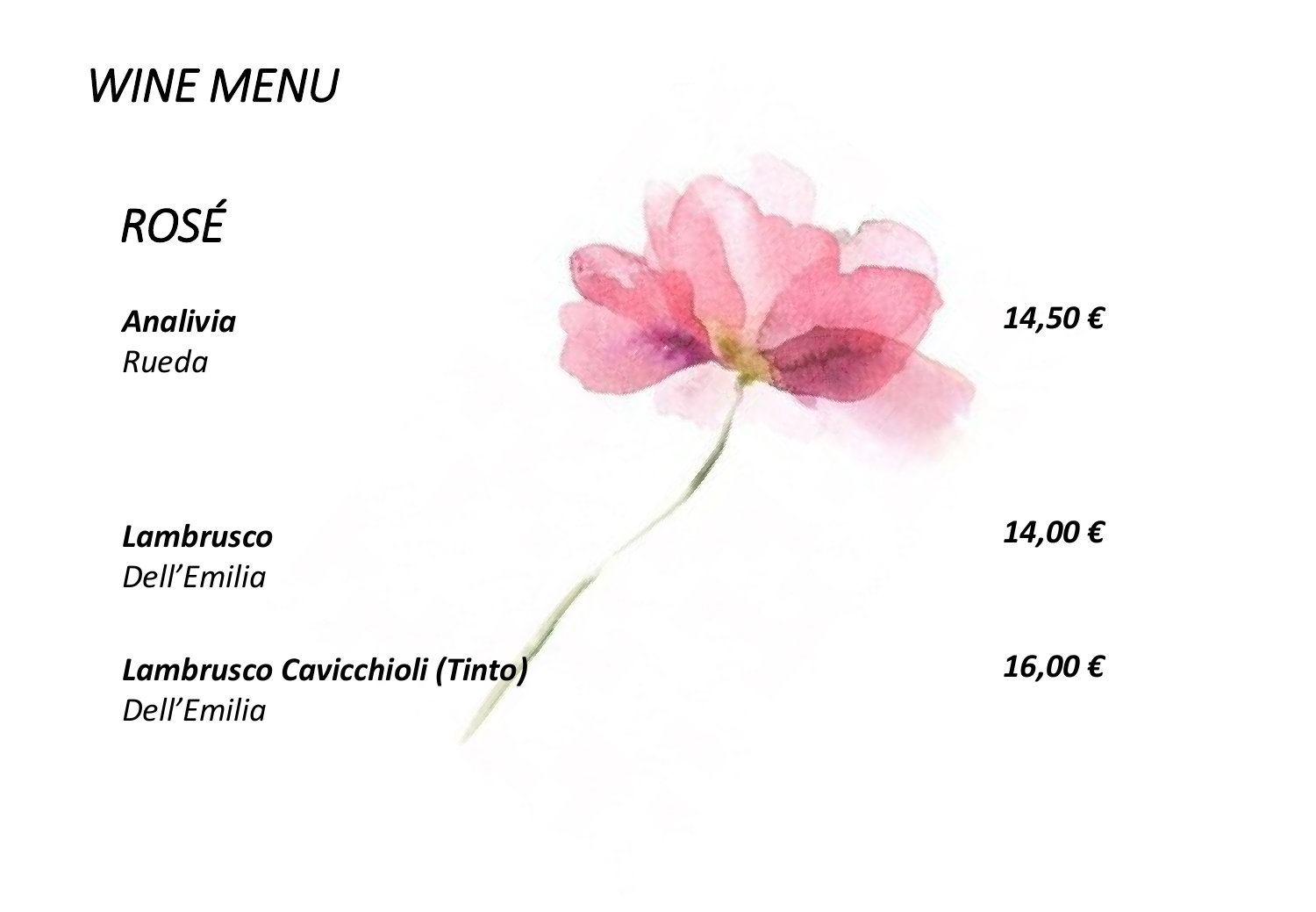# *WINE MENU*

## *ROSÉ*

| | |
|---|---|
| ***Analivia***<br>*Rueda* | ***14,50 €*** |
| ***Lambrusco***<br>*Dell'Emilia* | ***14,00 €*** |
| ***Lambrusco Cavicchioli (Tinto)***<br>*Dell'Emilia* | ***16,00 €*** |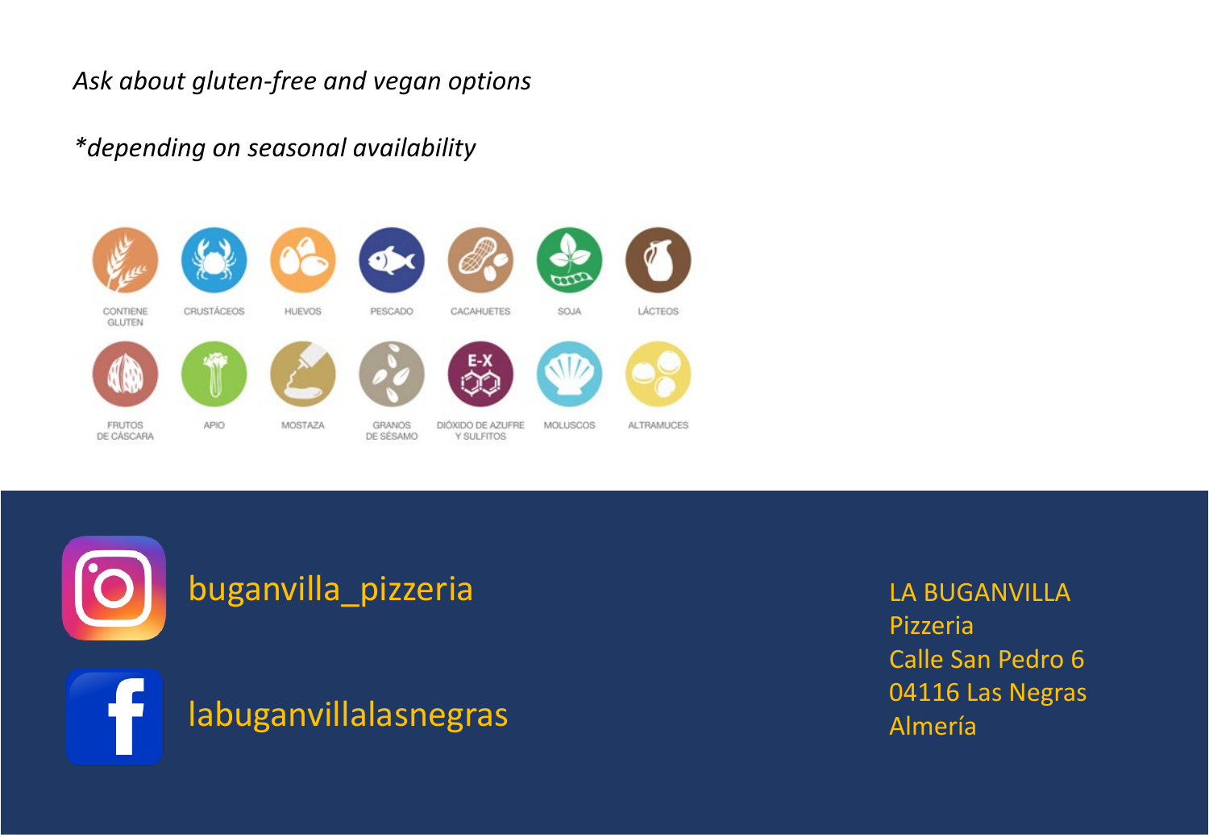*Ask about gluten-free and vegan options*

*\*depending on seasonal availability*

CONTIENE GLUTEN
CRUSTÁCEOS
HUEVOS
PESCADO
CACAHUETES
SOJA
LÁCTEOS
FRUTOS DE CÁSCARA
APIO
MOSTAZA
GRANOS DE SÉSAMO
DIÓXIDO DE AZUFRE Y SULFITOS
MOLUSCOS
ALTRAMUCES

buganvilla_pizzeria

labuganvillalasnegras

LA BUGANVILLA
Pizzeria
Calle San Pedro 6
04116 Las Negras
Almería